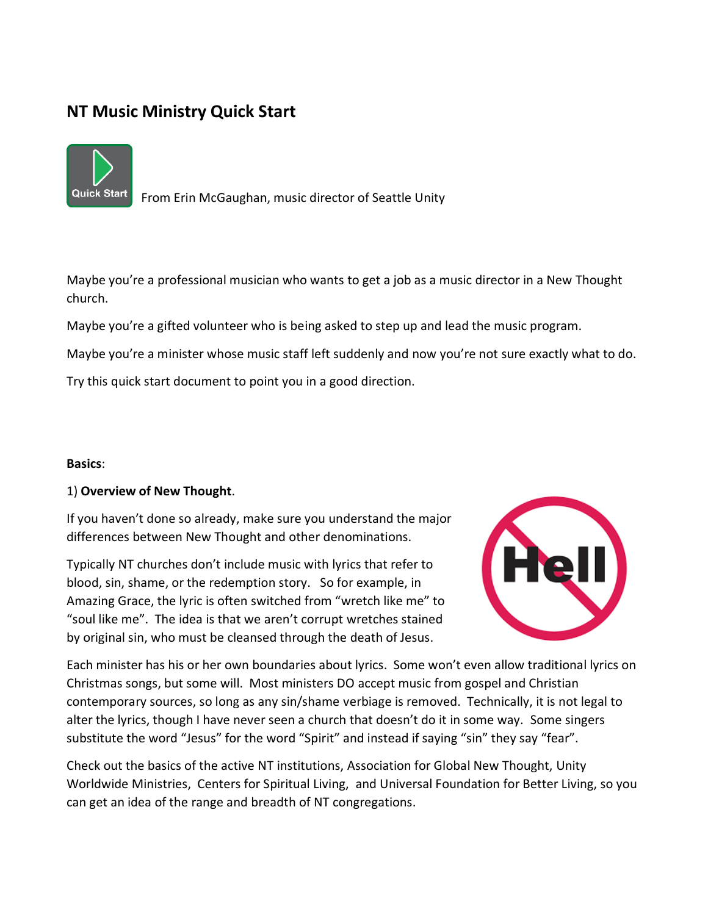# NT Music Ministry Quick Start

From Erin McGaughan, music director of Seattle Unity

Maybe you're a professional musician who wants to get a job as a music director in a New Thought church.

Maybe you're a gifted volunteer who is being asked to step up and lead the music program.

Maybe you're a minister whose music staff left suddenly and now you're not sure exactly what to do.

Try this quick start document to point you in a good direction.

**Basics**:

1) **Overview of New Thought**.

If you haven't done so already, make sure you understand the major differences between New Thought and other denominations.

Typically NT churches don't include music with lyrics that refer to blood, sin, shame, or the redemption story. So for example, in Amazing Grace, the lyric is often switched from "wretch like me" to "soul like me". The idea is that we aren't corrupt wretches stained by original sin, who must be cleansed through the death of Jesus.

Each minister has his or her own boundaries about lyrics. Some won't even allow traditional lyrics on Christmas songs, but some will. Most ministers DO accept music from gospel and Christian contemporary sources, so long as any sin/shame verbiage is removed. Technically, it is not legal to alter the lyrics, though I have never seen a church that doesn't do it in some way. Some singers substitute the word "Jesus" for the word "Spirit" and instead if saying "sin" they say "fear".

Check out the basics of the active NT institutions, Association for Global New Thought, Unity Worldwide Ministries, Centers for Spiritual Living, and Universal Foundation for Better Living, so you can get an idea of the range and breadth of NT congregations.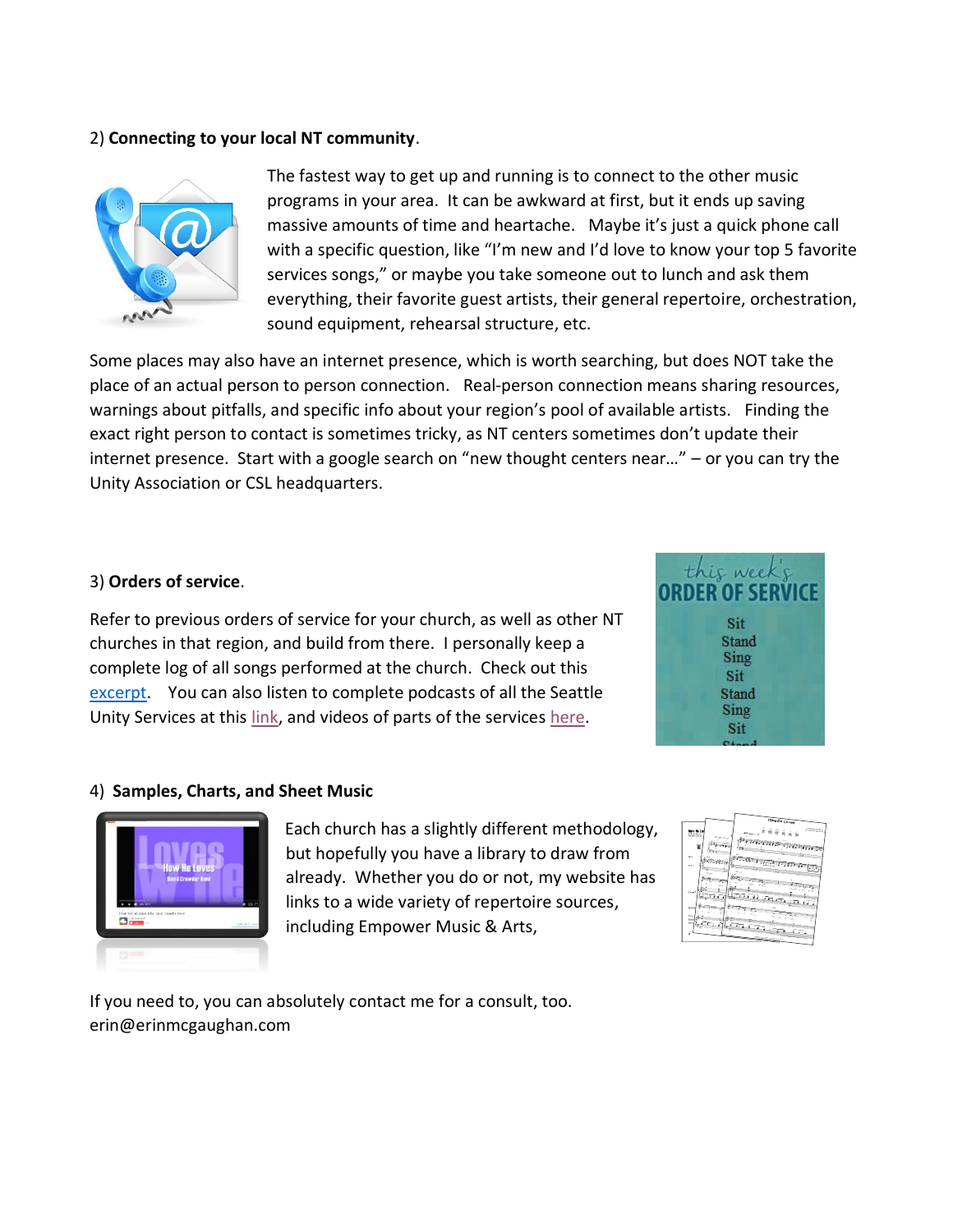2) **Connecting to your local NT community**.

The fastest way to get up and running is to connect to the other music programs in your area. It can be awkward at first, but it ends up saving massive amounts of time and heartache. Maybe it's just a quick phone call with a specific question, like "I'm new and I'd love to know your top 5 favorite services songs," or maybe you take someone out to lunch and ask them everything, their favorite guest artists, their general repertoire, orchestration, sound equipment, rehearsal structure, etc.

Some places may also have an internet presence, which is worth searching, but does NOT take the place of an actual person to person connection. Real-person connection means sharing resources, warnings about pitfalls, and specific info about your region's pool of available artists. Finding the exact right person to contact is sometimes tricky, as NT centers sometimes don't update their internet presence. Start with a google search on "new thought centers near…" – or you can try the Unity Association or CSL headquarters.

3) **Orders of service**.

Refer to previous orders of service for your church, as well as other NT churches in that region, and build from there. I personally keep a complete log of all songs performed at the church. Check out this excerpt. You can also listen to complete podcasts of all the Seattle Unity Services at this link, and videos of parts of the services here.

4) **Samples, Charts, and Sheet Music**

Each church has a slightly different methodology, but hopefully you have a library to draw from already. Whether you do or not, my website has links to a wide variety of repertoire sources, including Empower Music & Arts,

If you need to, you can absolutely contact me for a consult, too.
erin@erinmcgaughan.com